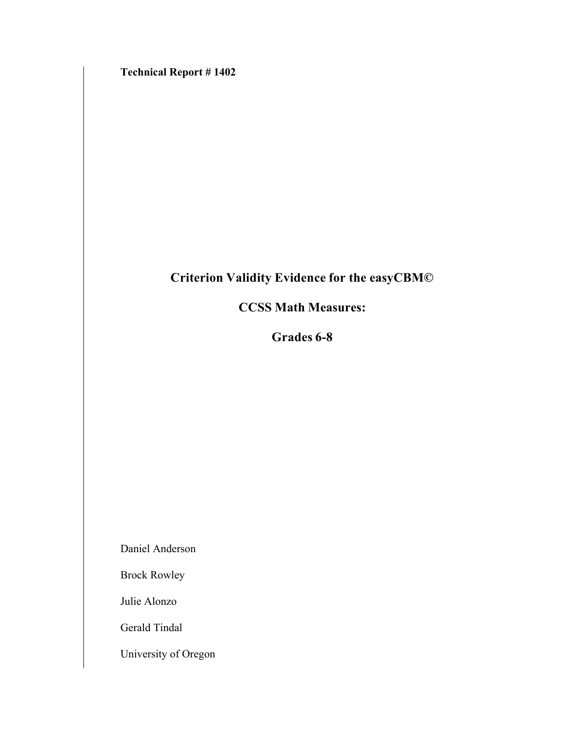**Technical Report # 1402**

# Criterion Validity Evidence for the easyCBM©

# CCSS Math Measures:

# Grades 6-8

Daniel Anderson

Brock Rowley

Julie Alonzo

Gerald Tindal

University of Oregon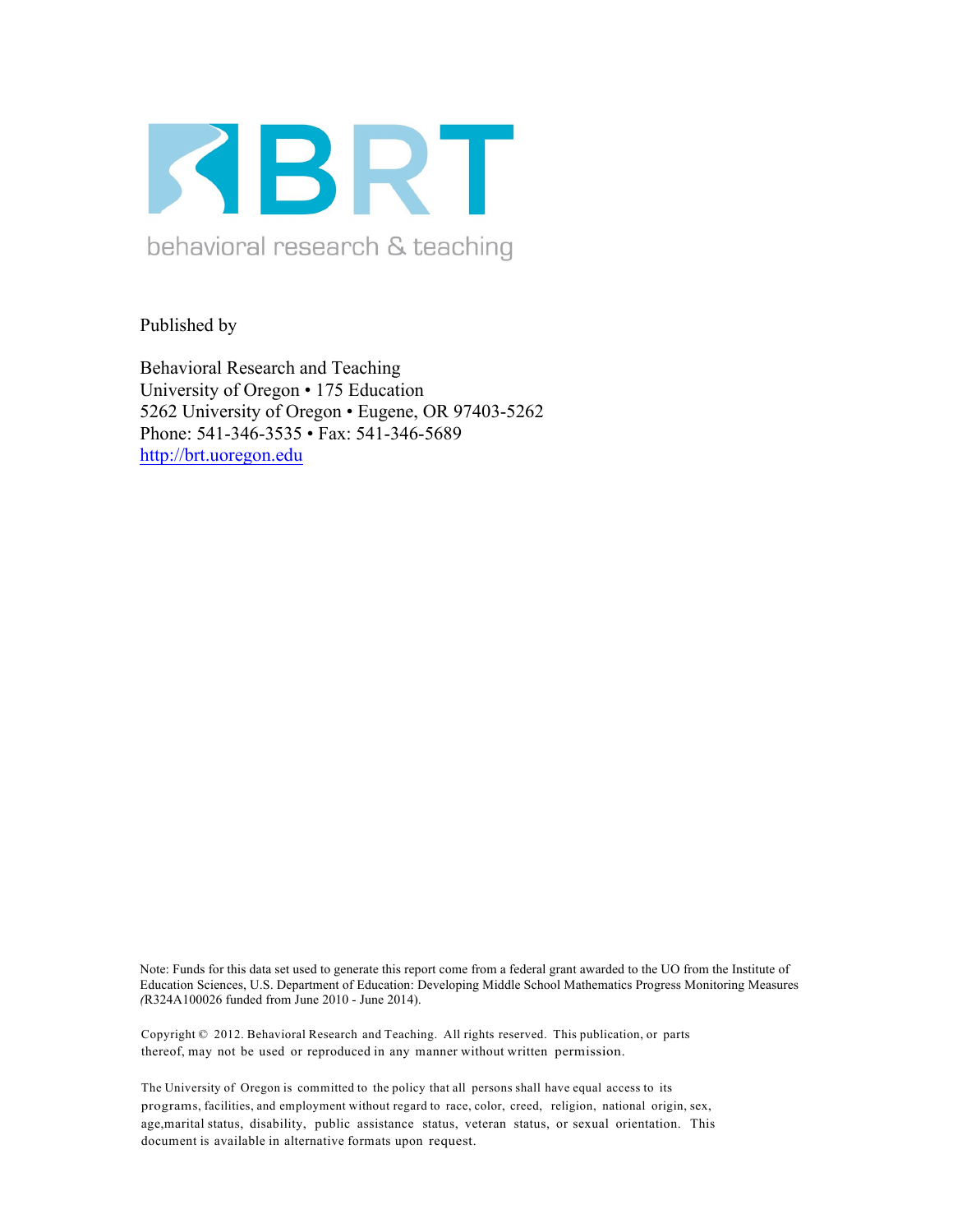BRT

behavioral research & teaching

Published by

Behavioral Research and Teaching
University of Oregon • 175 Education
5262 University of Oregon • Eugene, OR 97403-5262
Phone: 541-346-3535 • Fax: 541-346-5689
http://brt.uoregon.edu

Note: Funds for this data set used to generate this report come from a federal grant awarded to the UO from the Institute of Education Sciences, U.S. Department of Education: Developing Middle School Mathematics Progress Monitoring Measures (R324A100026 funded from June 2010 - June 2014).

Copyright © 2012. Behavioral Research and Teaching. All rights reserved. This publication, or parts thereof, may not be used or reproduced in any manner without written permission.

The University of Oregon is committed to the policy that all persons shall have equal access to its programs, facilities, and employment without regard to race, color, creed, religion, national origin, sex, age,marital status, disability, public assistance status, veteran status, or sexual orientation. This document is available in alternative formats upon request.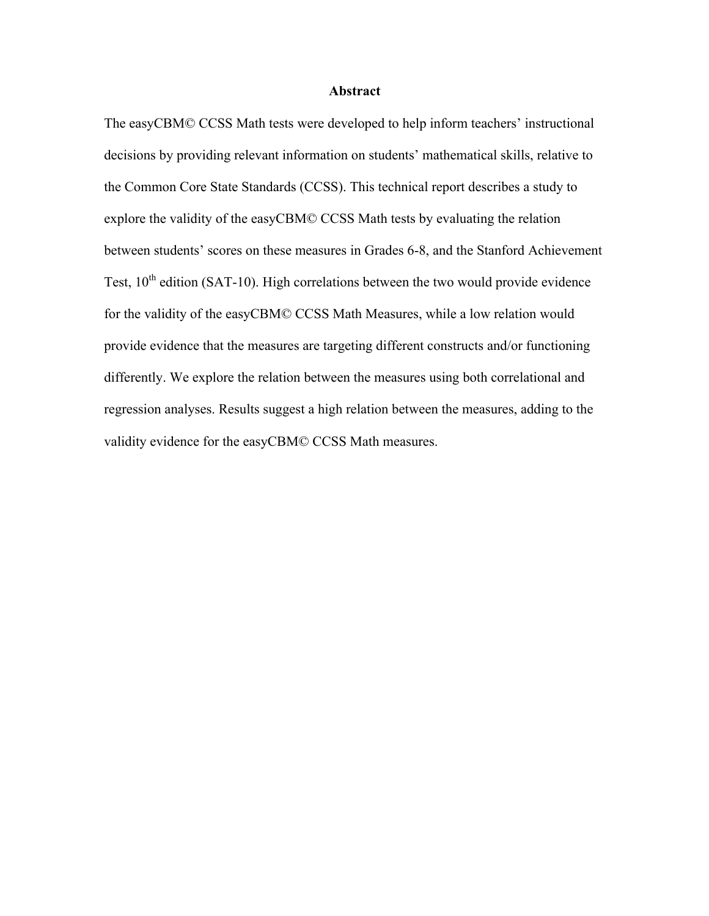# Abstract

The easyCBM© CCSS Math tests were developed to help inform teachers' instructional decisions by providing relevant information on students' mathematical skills, relative to the Common Core State Standards (CCSS). This technical report describes a study to explore the validity of the easyCBM© CCSS Math tests by evaluating the relation between students' scores on these measures in Grades 6-8, and the Stanford Achievement Test, 10$^{th}$ edition (SAT-10). High correlations between the two would provide evidence for the validity of the easyCBM© CCSS Math Measures, while a low relation would provide evidence that the measures are targeting different constructs and/or functioning differently. We explore the relation between the measures using both correlational and regression analyses. Results suggest a high relation between the measures, adding to the validity evidence for the easyCBM© CCSS Math measures.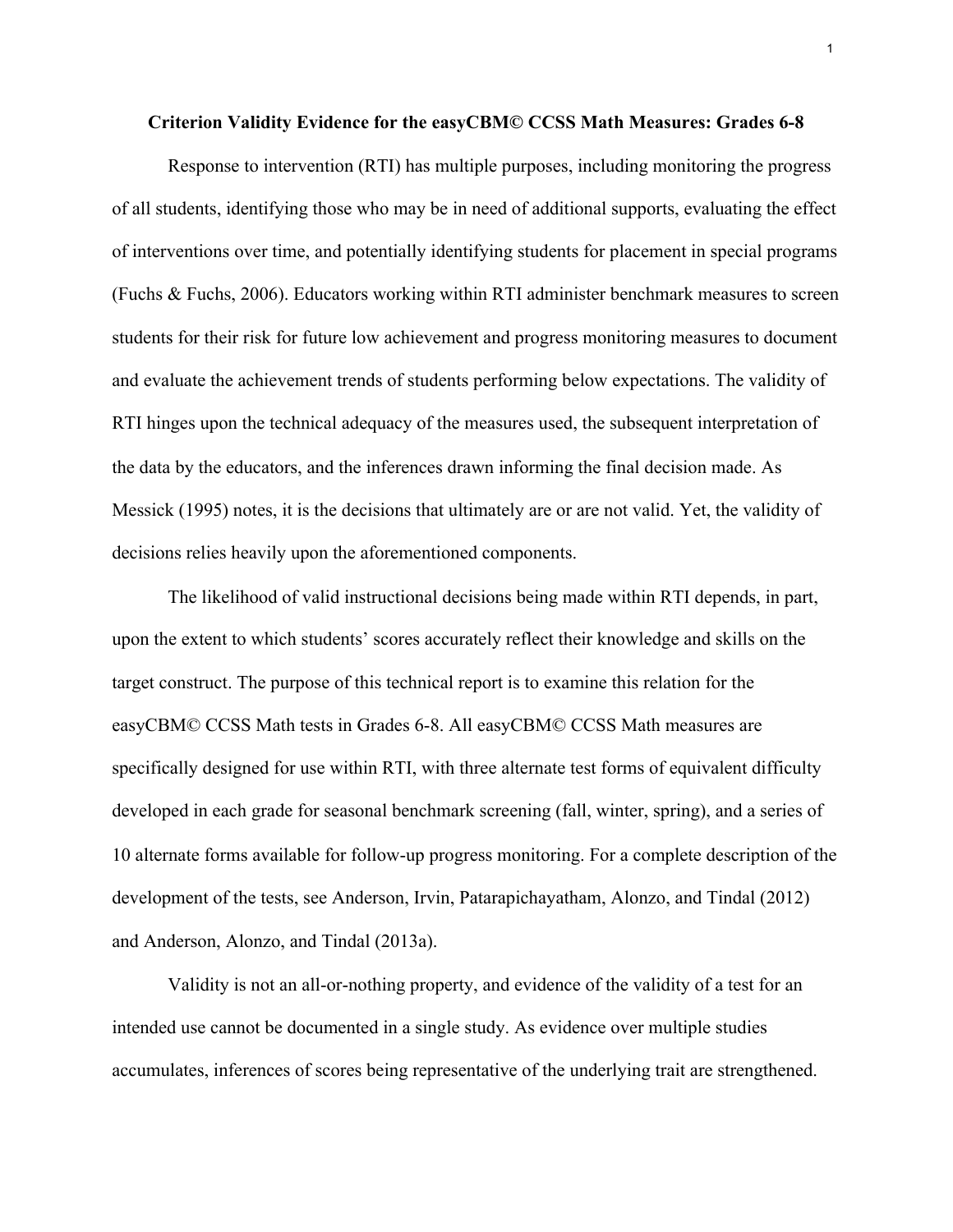# Criterion Validity Evidence for the easyCBM© CCSS Math Measures: Grades 6-8

Response to intervention (RTI) has multiple purposes, including monitoring the progress of all students, identifying those who may be in need of additional supports, evaluating the effect of interventions over time, and potentially identifying students for placement in special programs (Fuchs & Fuchs, 2006). Educators working within RTI administer benchmark measures to screen students for their risk for future low achievement and progress monitoring measures to document and evaluate the achievement trends of students performing below expectations. The validity of RTI hinges upon the technical adequacy of the measures used, the subsequent interpretation of the data by the educators, and the inferences drawn informing the final decision made. As Messick (1995) notes, it is the decisions that ultimately are or are not valid. Yet, the validity of decisions relies heavily upon the aforementioned components.

The likelihood of valid instructional decisions being made within RTI depends, in part, upon the extent to which students' scores accurately reflect their knowledge and skills on the target construct. The purpose of this technical report is to examine this relation for the easyCBM© CCSS Math tests in Grades 6-8. All easyCBM© CCSS Math measures are specifically designed for use within RTI, with three alternate test forms of equivalent difficulty developed in each grade for seasonal benchmark screening (fall, winter, spring), and a series of 10 alternate forms available for follow-up progress monitoring. For a complete description of the development of the tests, see Anderson, Irvin, Patarapichayatham, Alonzo, and Tindal (2012) and Anderson, Alonzo, and Tindal (2013a).

Validity is not an all-or-nothing property, and evidence of the validity of a test for an intended use cannot be documented in a single study. As evidence over multiple studies accumulates, inferences of scores being representative of the underlying trait are strengthened.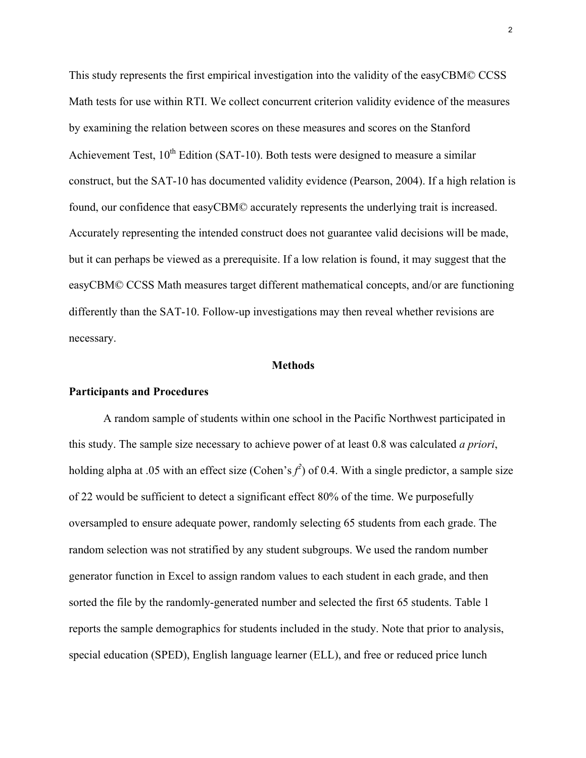This study represents the first empirical investigation into the validity of the easyCBM© CCSS Math tests for use within RTI. We collect concurrent criterion validity evidence of the measures by examining the relation between scores on these measures and scores on the Stanford Achievement Test, 10th Edition (SAT-10). Both tests were designed to measure a similar construct, but the SAT-10 has documented validity evidence (Pearson, 2004). If a high relation is found, our confidence that easyCBM© accurately represents the underlying trait is increased. Accurately representing the intended construct does not guarantee valid decisions will be made, but it can perhaps be viewed as a prerequisite. If a low relation is found, it may suggest that the easyCBM© CCSS Math measures target different mathematical concepts, and/or are functioning differently than the SAT-10. Follow-up investigations may then reveal whether revisions are necessary.

## Methods

### Participants and Procedures

A random sample of students within one school in the Pacific Northwest participated in this study. The sample size necessary to achieve power of at least 0.8 was calculated *a priori*, holding alpha at .05 with an effect size (Cohen's $f^2$) of 0.4. With a single predictor, a sample size of 22 would be sufficient to detect a significant effect 80% of the time. We purposefully oversampled to ensure adequate power, randomly selecting 65 students from each grade. The random selection was not stratified by any student subgroups. We used the random number generator function in Excel to assign random values to each student in each grade, and then sorted the file by the randomly-generated number and selected the first 65 students. Table 1 reports the sample demographics for students included in the study. Note that prior to analysis, special education (SPED), English language learner (ELL), and free or reduced price lunch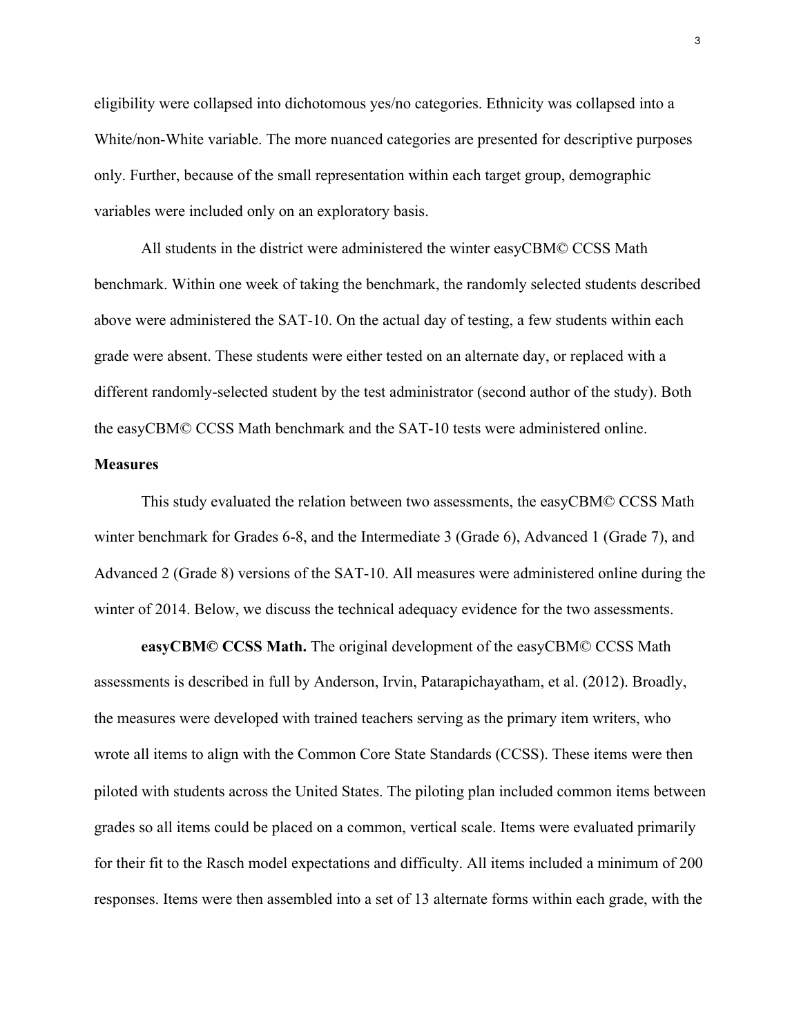eligibility were collapsed into dichotomous yes/no categories. Ethnicity was collapsed into a White/non-White variable. The more nuanced categories are presented for descriptive purposes only. Further, because of the small representation within each target group, demographic variables were included only on an exploratory basis.

All students in the district were administered the winter easyCBM© CCSS Math benchmark. Within one week of taking the benchmark, the randomly selected students described above were administered the SAT-10. On the actual day of testing, a few students within each grade were absent. These students were either tested on an alternate day, or replaced with a different randomly-selected student by the test administrator (second author of the study). Both the easyCBM© CCSS Math benchmark and the SAT-10 tests were administered online.

**Measures**

This study evaluated the relation between two assessments, the easyCBM© CCSS Math winter benchmark for Grades 6-8, and the Intermediate 3 (Grade 6), Advanced 1 (Grade 7), and Advanced 2 (Grade 8) versions of the SAT-10. All measures were administered online during the winter of 2014. Below, we discuss the technical adequacy evidence for the two assessments.

**easyCBM© CCSS Math.** The original development of the easyCBM© CCSS Math assessments is described in full by Anderson, Irvin, Patarapichayatham, et al. (2012). Broadly, the measures were developed with trained teachers serving as the primary item writers, who wrote all items to align with the Common Core State Standards (CCSS). These items were then piloted with students across the United States. The piloting plan included common items between grades so all items could be placed on a common, vertical scale. Items were evaluated primarily for their fit to the Rasch model expectations and difficulty. All items included a minimum of 200 responses. Items were then assembled into a set of 13 alternate forms within each grade, with the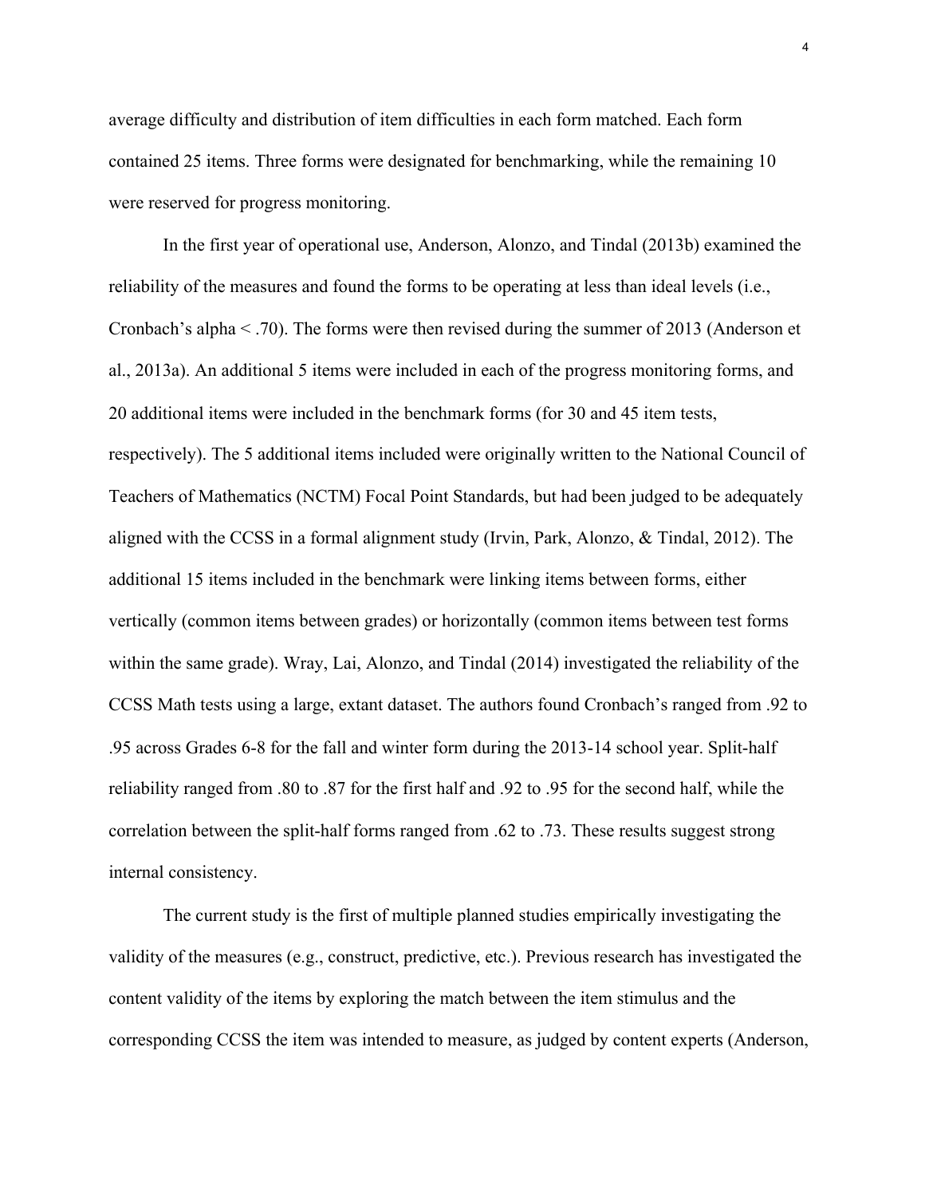average difficulty and distribution of item difficulties in each form matched. Each form contained 25 items. Three forms were designated for benchmarking, while the remaining 10 were reserved for progress monitoring.

In the first year of operational use, Anderson, Alonzo, and Tindal (2013b) examined the reliability of the measures and found the forms to be operating at less than ideal levels (i.e., Cronbach's alpha < .70). The forms were then revised during the summer of 2013 (Anderson et al., 2013a). An additional 5 items were included in each of the progress monitoring forms, and 20 additional items were included in the benchmark forms (for 30 and 45 item tests, respectively). The 5 additional items included were originally written to the National Council of Teachers of Mathematics (NCTM) Focal Point Standards, but had been judged to be adequately aligned with the CCSS in a formal alignment study (Irvin, Park, Alonzo, & Tindal, 2012). The additional 15 items included in the benchmark were linking items between forms, either vertically (common items between grades) or horizontally (common items between test forms within the same grade). Wray, Lai, Alonzo, and Tindal (2014) investigated the reliability of the CCSS Math tests using a large, extant dataset. The authors found Cronbach's ranged from .92 to .95 across Grades 6-8 for the fall and winter form during the 2013-14 school year. Split-half reliability ranged from .80 to .87 for the first half and .92 to .95 for the second half, while the correlation between the split-half forms ranged from .62 to .73. These results suggest strong internal consistency.

The current study is the first of multiple planned studies empirically investigating the validity of the measures (e.g., construct, predictive, etc.). Previous research has investigated the content validity of the items by exploring the match between the item stimulus and the corresponding CCSS the item was intended to measure, as judged by content experts (Anderson,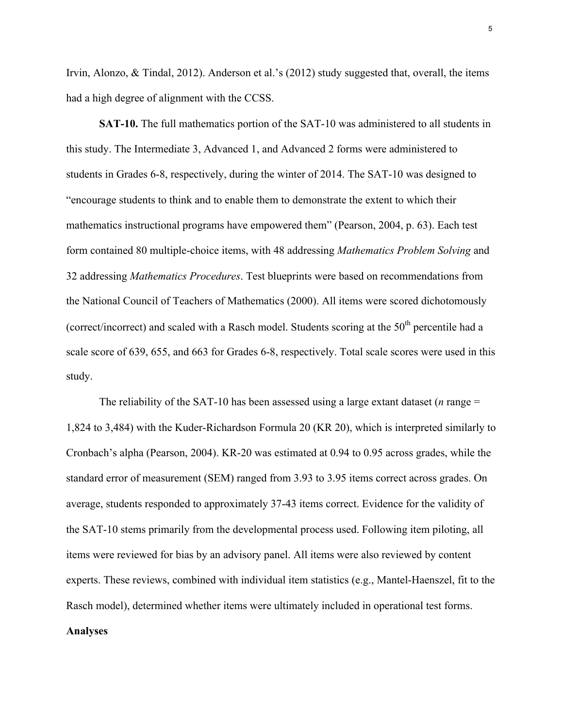Irvin, Alonzo, & Tindal, 2012). Anderson et al.'s (2012) study suggested that, overall, the items had a high degree of alignment with the CCSS.

**SAT-10.** The full mathematics portion of the SAT-10 was administered to all students in this study. The Intermediate 3, Advanced 1, and Advanced 2 forms were administered to students in Grades 6-8, respectively, during the winter of 2014. The SAT-10 was designed to "encourage students to think and to enable them to demonstrate the extent to which their mathematics instructional programs have empowered them" (Pearson, 2004, p. 63). Each test form contained 80 multiple-choice items, with 48 addressing *Mathematics Problem Solving* and 32 addressing *Mathematics Procedures*. Test blueprints were based on recommendations from the National Council of Teachers of Mathematics (2000). All items were scored dichotomously (correct/incorrect) and scaled with a Rasch model. Students scoring at the 50$^{th}$ percentile had a scale score of 639, 655, and 663 for Grades 6-8, respectively. Total scale scores were used in this study.

The reliability of the SAT-10 has been assessed using a large extant dataset (*n* range = 1,824 to 3,484) with the Kuder-Richardson Formula 20 (KR 20), which is interpreted similarly to Cronbach's alpha (Pearson, 2004). KR-20 was estimated at 0.94 to 0.95 across grades, while the standard error of measurement (SEM) ranged from 3.93 to 3.95 items correct across grades. On average, students responded to approximately 37-43 items correct. Evidence for the validity of the SAT-10 stems primarily from the developmental process used. Following item piloting, all items were reviewed for bias by an advisory panel. All items were also reviewed by content experts. These reviews, combined with individual item statistics (e.g., Mantel-Haenszel, fit to the Rasch model), determined whether items were ultimately included in operational test forms.

**Analyses**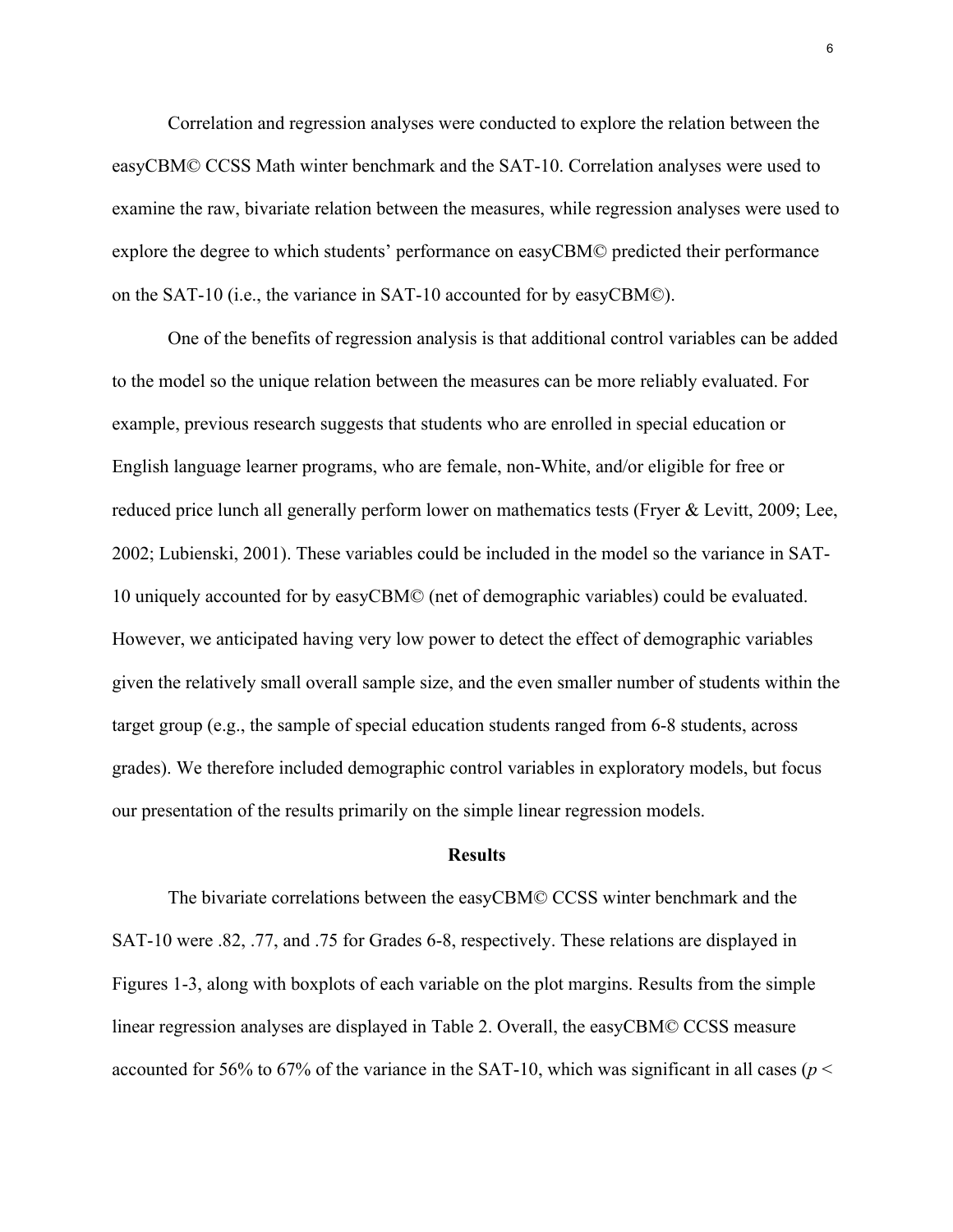Correlation and regression analyses were conducted to explore the relation between the easyCBM© CCSS Math winter benchmark and the SAT-10. Correlation analyses were used to examine the raw, bivariate relation between the measures, while regression analyses were used to explore the degree to which students' performance on easyCBM© predicted their performance on the SAT-10 (i.e., the variance in SAT-10 accounted for by easyCBM©).

One of the benefits of regression analysis is that additional control variables can be added to the model so the unique relation between the measures can be more reliably evaluated. For example, previous research suggests that students who are enrolled in special education or English language learner programs, who are female, non-White, and/or eligible for free or reduced price lunch all generally perform lower on mathematics tests (Fryer & Levitt, 2009; Lee, 2002; Lubienski, 2001). These variables could be included in the model so the variance in SAT-10 uniquely accounted for by easyCBM© (net of demographic variables) could be evaluated. However, we anticipated having very low power to detect the effect of demographic variables given the relatively small overall sample size, and the even smaller number of students within the target group (e.g., the sample of special education students ranged from 6-8 students, across grades). We therefore included demographic control variables in exploratory models, but focus our presentation of the results primarily on the simple linear regression models.

## Results

The bivariate correlations between the easyCBM© CCSS winter benchmark and the SAT-10 were .82, .77, and .75 for Grades 6-8, respectively. These relations are displayed in Figures 1-3, along with boxplots of each variable on the plot margins. Results from the simple linear regression analyses are displayed in Table 2. Overall, the easyCBM© CCSS measure accounted for 56% to 67% of the variance in the SAT-10, which was significant in all cases ($p <$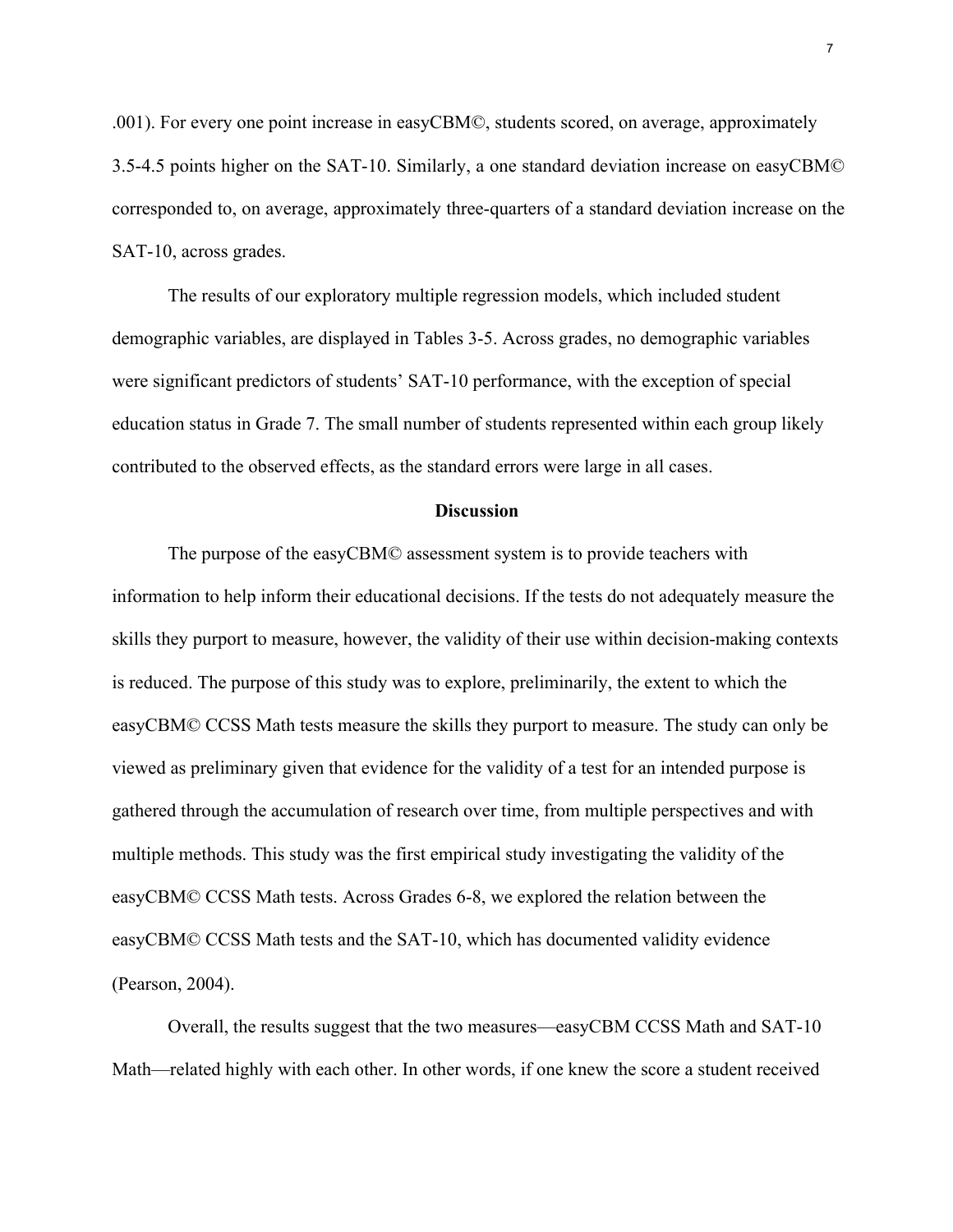.001). For every one point increase in easyCBM©, students scored, on average, approximately 3.5-4.5 points higher on the SAT-10. Similarly, a one standard deviation increase on easyCBM© corresponded to, on average, approximately three-quarters of a standard deviation increase on the SAT-10, across grades.

The results of our exploratory multiple regression models, which included student demographic variables, are displayed in Tables 3-5. Across grades, no demographic variables were significant predictors of students' SAT-10 performance, with the exception of special education status in Grade 7. The small number of students represented within each group likely contributed to the observed effects, as the standard errors were large in all cases.

## Discussion

The purpose of the easyCBM© assessment system is to provide teachers with information to help inform their educational decisions. If the tests do not adequately measure the skills they purport to measure, however, the validity of their use within decision-making contexts is reduced. The purpose of this study was to explore, preliminarily, the extent to which the easyCBM© CCSS Math tests measure the skills they purport to measure. The study can only be viewed as preliminary given that evidence for the validity of a test for an intended purpose is gathered through the accumulation of research over time, from multiple perspectives and with multiple methods. This study was the first empirical study investigating the validity of the easyCBM© CCSS Math tests. Across Grades 6-8, we explored the relation between the easyCBM© CCSS Math tests and the SAT-10, which has documented validity evidence (Pearson, 2004).

Overall, the results suggest that the two measures—easyCBM CCSS Math and SAT-10 Math—related highly with each other. In other words, if one knew the score a student received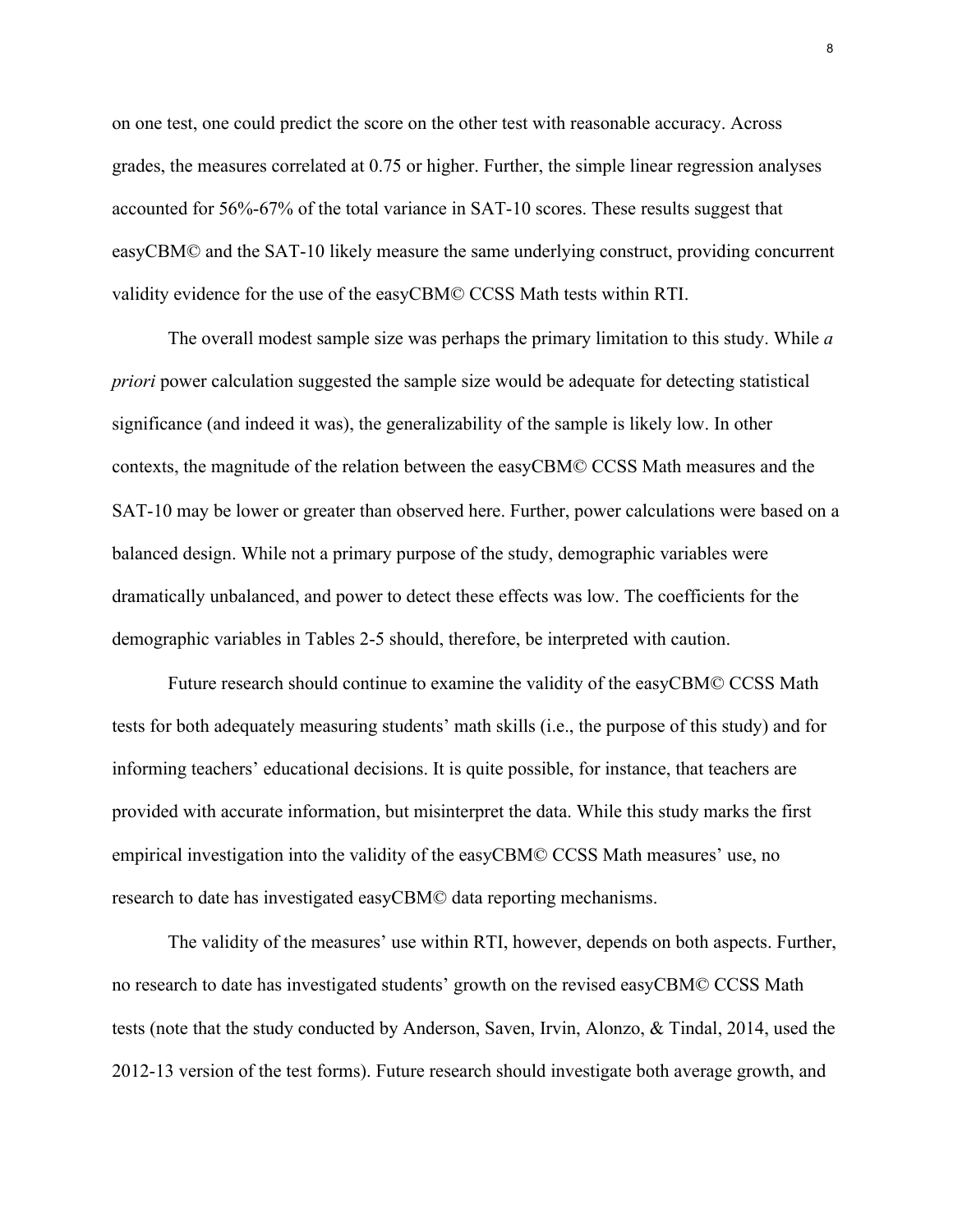on one test, one could predict the score on the other test with reasonable accuracy. Across grades, the measures correlated at 0.75 or higher. Further, the simple linear regression analyses accounted for 56%-67% of the total variance in SAT-10 scores. These results suggest that easyCBM© and the SAT-10 likely measure the same underlying construct, providing concurrent validity evidence for the use of the easyCBM© CCSS Math tests within RTI.

The overall modest sample size was perhaps the primary limitation to this study. While *a priori* power calculation suggested the sample size would be adequate for detecting statistical significance (and indeed it was), the generalizability of the sample is likely low. In other contexts, the magnitude of the relation between the easyCBM© CCSS Math measures and the SAT-10 may be lower or greater than observed here. Further, power calculations were based on a balanced design. While not a primary purpose of the study, demographic variables were dramatically unbalanced, and power to detect these effects was low. The coefficients for the demographic variables in Tables 2-5 should, therefore, be interpreted with caution.

Future research should continue to examine the validity of the easyCBM© CCSS Math tests for both adequately measuring students' math skills (i.e., the purpose of this study) and for informing teachers' educational decisions. It is quite possible, for instance, that teachers are provided with accurate information, but misinterpret the data. While this study marks the first empirical investigation into the validity of the easyCBM© CCSS Math measures' use, no research to date has investigated easyCBM© data reporting mechanisms.

The validity of the measures' use within RTI, however, depends on both aspects. Further, no research to date has investigated students' growth on the revised easyCBM© CCSS Math tests (note that the study conducted by Anderson, Saven, Irvin, Alonzo, & Tindal, 2014, used the 2012-13 version of the test forms). Future research should investigate both average growth, and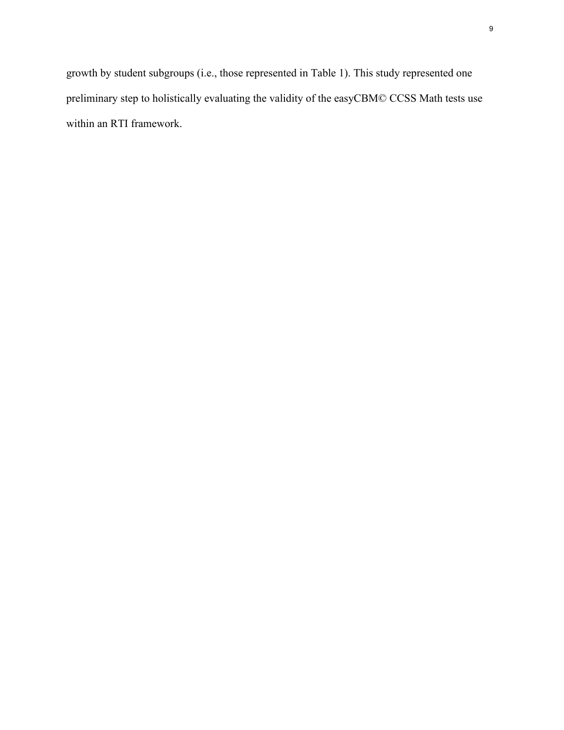growth by student subgroups (i.e., those represented in Table 1). This study represented one preliminary step to holistically evaluating the validity of the easyCBM© CCSS Math tests use within an RTI framework.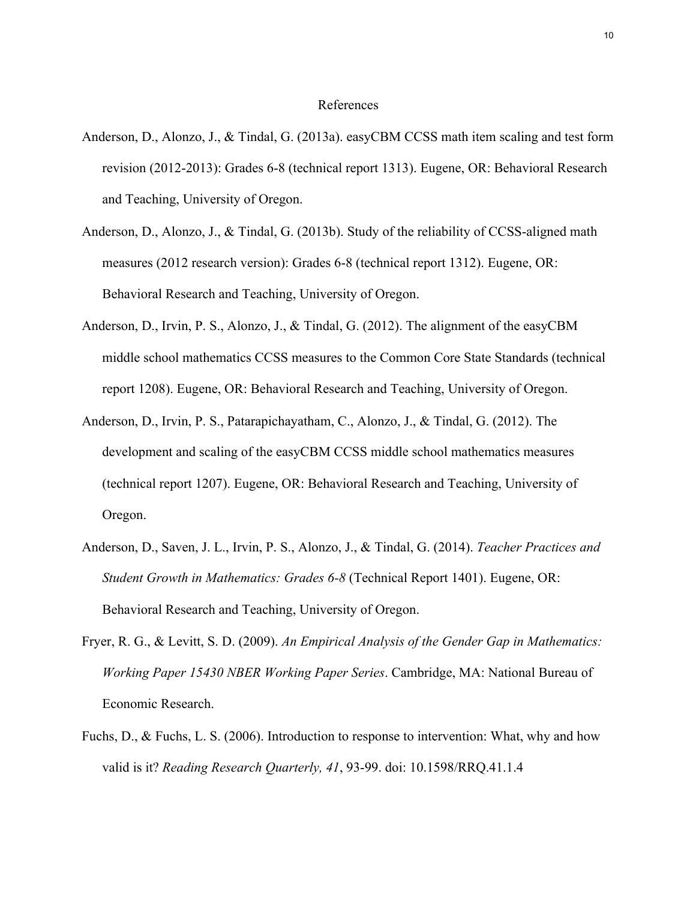# References

Anderson, D., Alonzo, J., & Tindal, G. (2013a). easyCBM CCSS math item scaling and test form revision (2012-2013): Grades 6-8 (technical report 1313). Eugene, OR: Behavioral Research and Teaching, University of Oregon.

Anderson, D., Alonzo, J., & Tindal, G. (2013b). Study of the reliability of CCSS-aligned math measures (2012 research version): Grades 6-8 (technical report 1312). Eugene, OR: Behavioral Research and Teaching, University of Oregon.

Anderson, D., Irvin, P. S., Alonzo, J., & Tindal, G. (2012). The alignment of the easyCBM middle school mathematics CCSS measures to the Common Core State Standards (technical report 1208). Eugene, OR: Behavioral Research and Teaching, University of Oregon.

Anderson, D., Irvin, P. S., Patarapichayatham, C., Alonzo, J., & Tindal, G. (2012). The development and scaling of the easyCBM CCSS middle school mathematics measures (technical report 1207). Eugene, OR: Behavioral Research and Teaching, University of Oregon.

Anderson, D., Saven, J. L., Irvin, P. S., Alonzo, J., & Tindal, G. (2014). *Teacher Practices and Student Growth in Mathematics: Grades 6-8* (Technical Report 1401). Eugene, OR: Behavioral Research and Teaching, University of Oregon.

Fryer, R. G., & Levitt, S. D. (2009). *An Empirical Analysis of the Gender Gap in Mathematics: Working Paper 15430 NBER Working Paper Series*. Cambridge, MA: National Bureau of Economic Research.

Fuchs, D., & Fuchs, L. S. (2006). Introduction to response to intervention: What, why and how valid is it? *Reading Research Quarterly, 41*, 93-99. doi: 10.1598/RRQ.41.1.4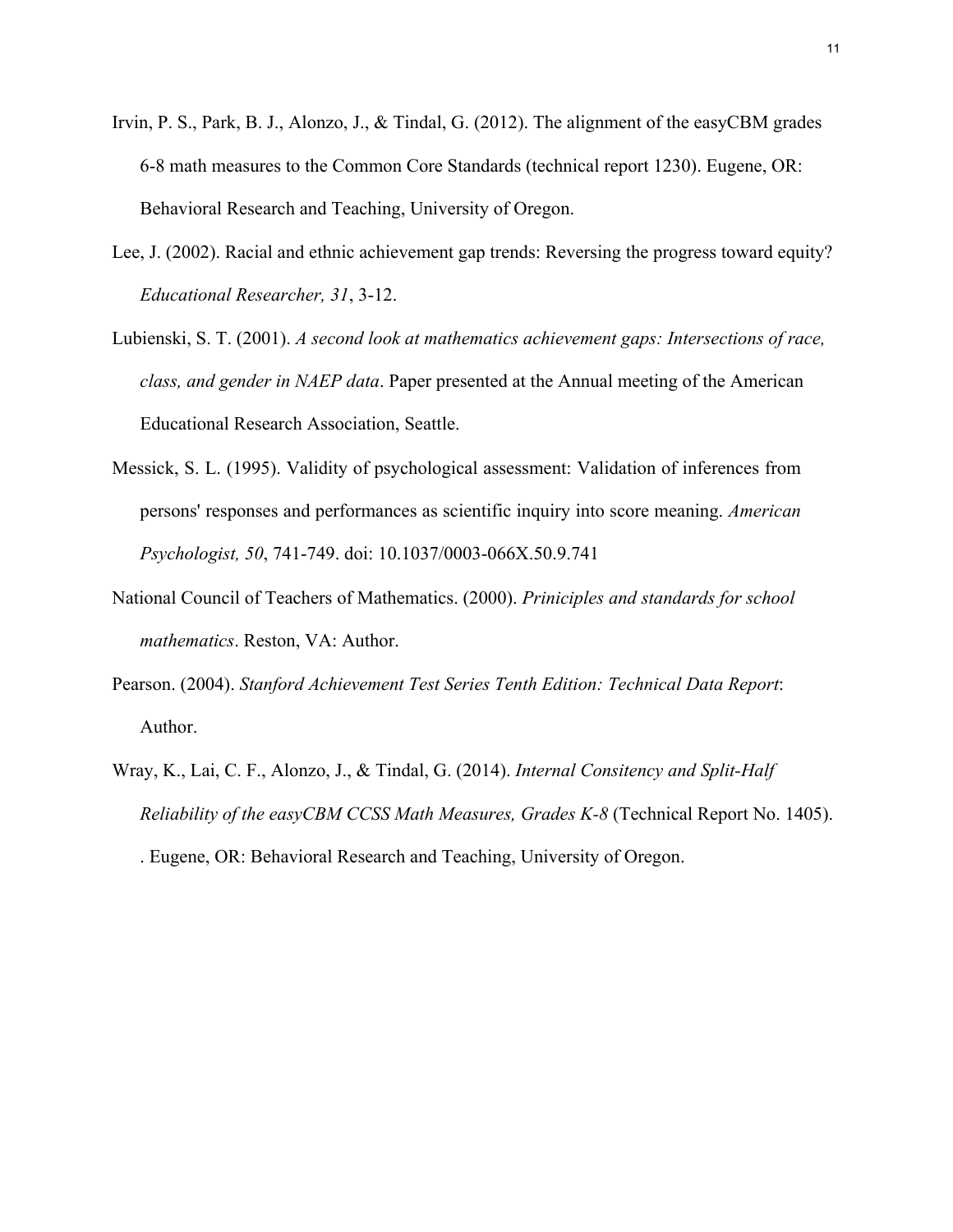Irvin, P. S., Park, B. J., Alonzo, J., & Tindal, G. (2012). The alignment of the easyCBM grades 6-8 math measures to the Common Core Standards (technical report 1230). Eugene, OR: Behavioral Research and Teaching, University of Oregon.

Lee, J. (2002). Racial and ethnic achievement gap trends: Reversing the progress toward equity? *Educational Researcher, 31*, 3-12.

Lubienski, S. T. (2001). *A second look at mathematics achievement gaps: Intersections of race, class, and gender in NAEP data*. Paper presented at the Annual meeting of the American Educational Research Association, Seattle.

Messick, S. L. (1995). Validity of psychological assessment: Validation of inferences from persons' responses and performances as scientific inquiry into score meaning. *American Psychologist, 50*, 741-749. doi: 10.1037/0003-066X.50.9.741

National Council of Teachers of Mathematics. (2000). *Priniciples and standards for school mathematics*. Reston, VA: Author.

Pearson. (2004). *Stanford Achievement Test Series Tenth Edition: Technical Data Report*: Author.

Wray, K., Lai, C. F., Alonzo, J., & Tindal, G. (2014). *Internal Consitency and Split-Half Reliability of the easyCBM CCSS Math Measures, Grades K-8* (Technical Report No. 1405). . Eugene, OR: Behavioral Research and Teaching, University of Oregon.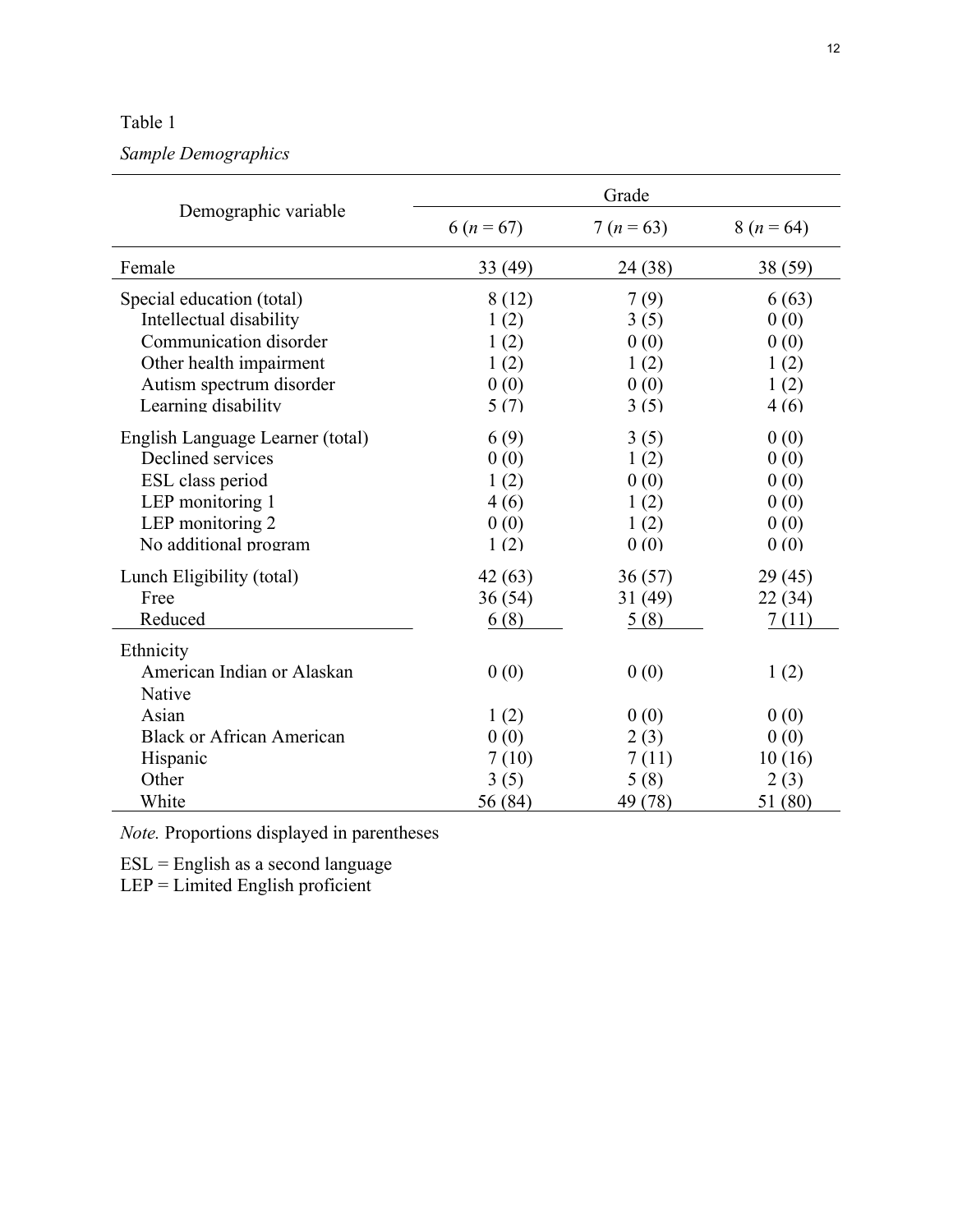Table 1

*Sample Demographics*

| Demographic variable | Grade | | |
|---|---|---|---|
| | 6 (*n* = 67) | 7 (*n* = 63) | 8 (*n* = 64) |
| Female | 33 (49) | 24 (38) | 38 (59) |
| Special education (total) | 8 (12) | 7 (9) | 6 (63) |
| Intellectual disability | 1 (2) | 3 (5) | 0 (0) |
| Communication disorder | 1 (2) | 0 (0) | 0 (0) |
| Other health impairment | 1 (2) | 1 (2) | 1 (2) |
| Autism spectrum disorder | 0 (0) | 0 (0) | 1 (2) |
| Learning disability | 5 (7) | 3 (5) | 4 (6) |
| English Language Learner (total) | 6 (9) | 3 (5) | 0 (0) |
| Declined services | 0 (0) | 1 (2) | 0 (0) |
| ESL class period | 1 (2) | 0 (0) | 0 (0) |
| LEP monitoring 1 | 4 (6) | 1 (2) | 0 (0) |
| LEP monitoring 2 | 0 (0) | 1 (2) | 0 (0) |
| No additional program | 1 (2) | 0 (0) | 0 (0) |
| Lunch Eligibility (total) | 42 (63) | 36 (57) | 29 (45) |
| Free | 36 (54) | 31 (49) | 22 (34) |
| Reduced | 6 (8) | 5 (8) | 7 (11) |
| Ethnicity | | | |
| American Indian or Alaskan Native | 0 (0) | 0 (0) | 1 (2) |
| Asian | 1 (2) | 0 (0) | 0 (0) |
| Black or African American | 0 (0) | 2 (3) | 0 (0) |
| Hispanic | 7 (10) | 7 (11) | 10 (16) |
| Other | 3 (5) | 5 (8) | 2 (3) |
| White | 56 (84) | 49 (78) | 51 (80) |

*Note.* Proportions displayed in parentheses

ESL = English as a second language
LEP = Limited English proficient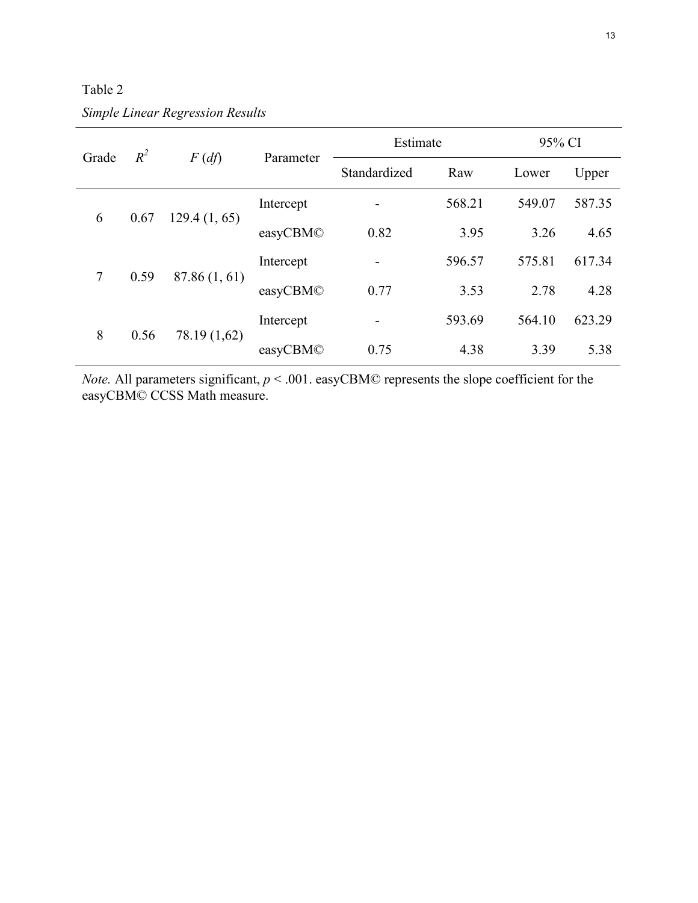Table 2

*Simple Linear Regression Results*

| Grade | $R^2$ | $F$ ($df$) | Parameter | Estimate | | 95% CI | |
|---|---|---|---|---|---|---|---|
| | | | | Standardized | Raw | Lower | Upper |
| 6 | 0.67 | 129.4 (1, 65) | Intercept | - | 568.21 | 549.07 | 587.35 |
| | | | easyCBM© | 0.82 | 3.95 | 3.26 | 4.65 |
| 7 | 0.59 | 87.86 (1, 61) | Intercept | - | 596.57 | 575.81 | 617.34 |
| | | | easyCBM© | 0.77 | 3.53 | 2.78 | 4.28 |
| 8 | 0.56 | 78.19 (1,62) | Intercept | - | 593.69 | 564.10 | 623.29 |
| | | | easyCBM© | 0.75 | 4.38 | 3.39 | 5.38 |

*Note.* All parameters significant, $p < .001$. easyCBM© represents the slope coefficient for the easyCBM© CCSS Math measure.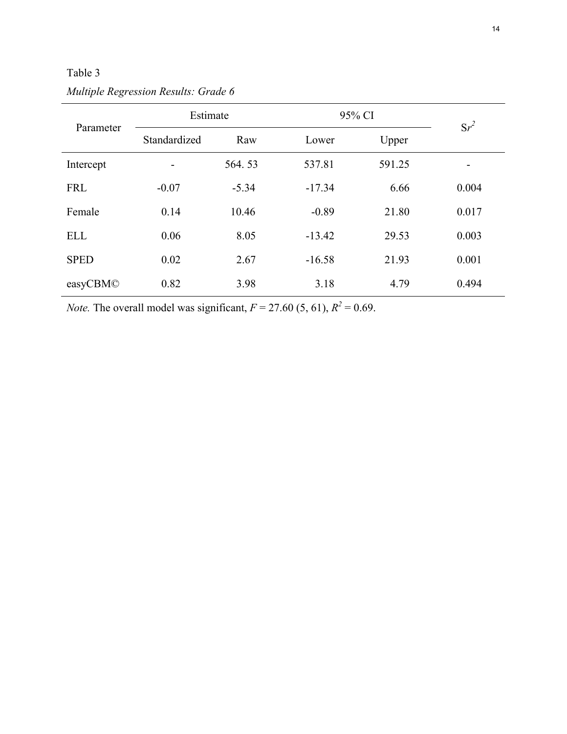Table 3

*Multiple Regression Results: Grade 6*

| Parameter | Estimate | | 95% CI | | $Sr^2$ |
|---|---|---|---|---|---|
| | Standardized | Raw | Lower | Upper | |
| Intercept | - | 564. 53 | 537.81 | 591.25 | - |
| FRL | -0.07 | -5.34 | -17.34 | 6.66 | 0.004 |
| Female | 0.14 | 10.46 | -0.89 | 21.80 | 0.017 |
| ELL | 0.06 | 8.05 | -13.42 | 29.53 | 0.003 |
| SPED | 0.02 | 2.67 | -16.58 | 21.93 | 0.001 |
| easyCBM© | 0.82 | 3.98 | 3.18 | 4.79 | 0.494 |

*Note.* The overall model was significant, $F = 27.60$ (5, 61), $R^2 = 0.69$.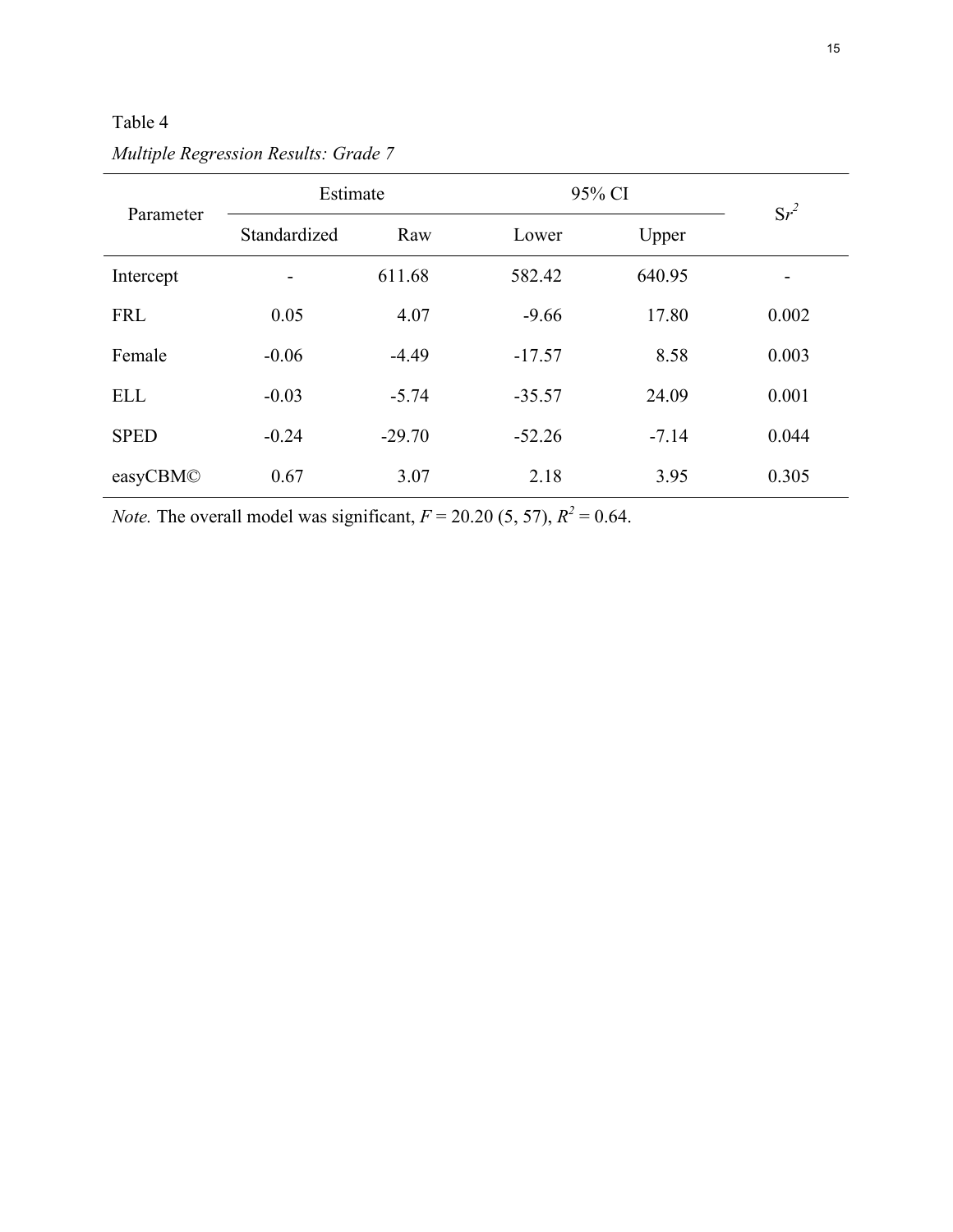Table 4

*Multiple Regression Results: Grade 7*

| Parameter | Estimate | | 95% CI | | $Sr^2$ |
|---|---|---|---|---|---|
| | Standardized | Raw | Lower | Upper | |
| Intercept | - | 611.68 | 582.42 | 640.95 | - |
| FRL | 0.05 | 4.07 | -9.66 | 17.80 | 0.002 |
| Female | -0.06 | -4.49 | -17.57 | 8.58 | 0.003 |
| ELL | -0.03 | -5.74 | -35.57 | 24.09 | 0.001 |
| SPED | -0.24 | -29.70 | -52.26 | -7.14 | 0.044 |
| easyCBM© | 0.67 | 3.07 | 2.18 | 3.95 | 0.305 |

*Note.* The overall model was significant, $F = 20.20$ (5, 57), $R^2 = 0.64$.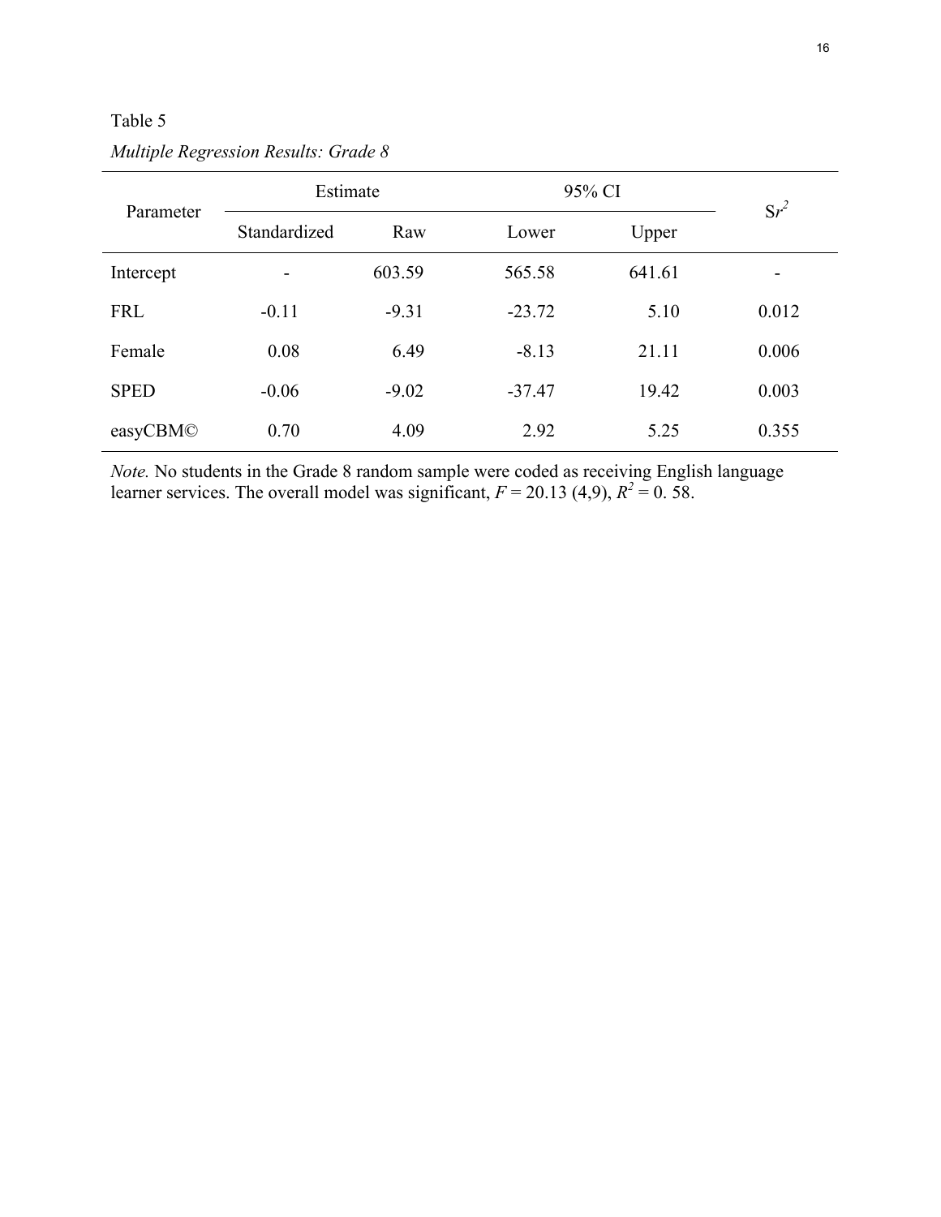Table 5

*Multiple Regression Results: Grade 8*

| Parameter | Estimate | | 95% CI | | $Sr^2$ |
|---|---|---|---|---|---|
| | Standardized | Raw | Lower | Upper | |
| Intercept | - | 603.59 | 565.58 | 641.61 | - |
| FRL | -0.11 | -9.31 | -23.72 | 5.10 | 0.012 |
| Female | 0.08 | 6.49 | -8.13 | 21.11 | 0.006 |
| SPED | -0.06 | -9.02 | -37.47 | 19.42 | 0.003 |
| easyCBM© | 0.70 | 4.09 | 2.92 | 5.25 | 0.355 |

*Note.* No students in the Grade 8 random sample were coded as receiving English language learner services. The overall model was significant, $F = 20.13$ (4,9), $R^2 = 0.58$.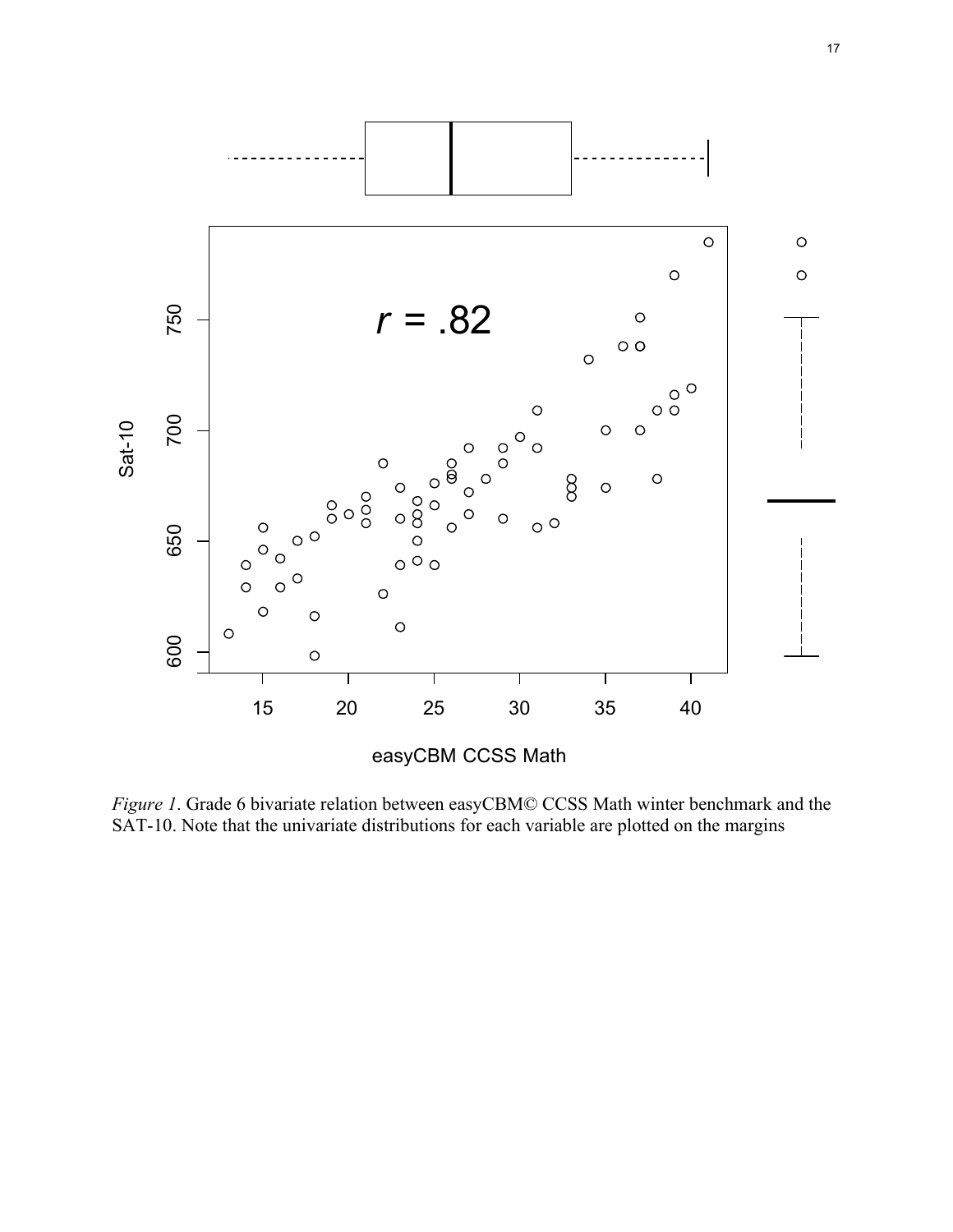*Figure 1*. Grade 6 bivariate relation between easyCBM© CCSS Math winter benchmark and the SAT-10. Note that the univariate distributions for each variable are plotted on the margins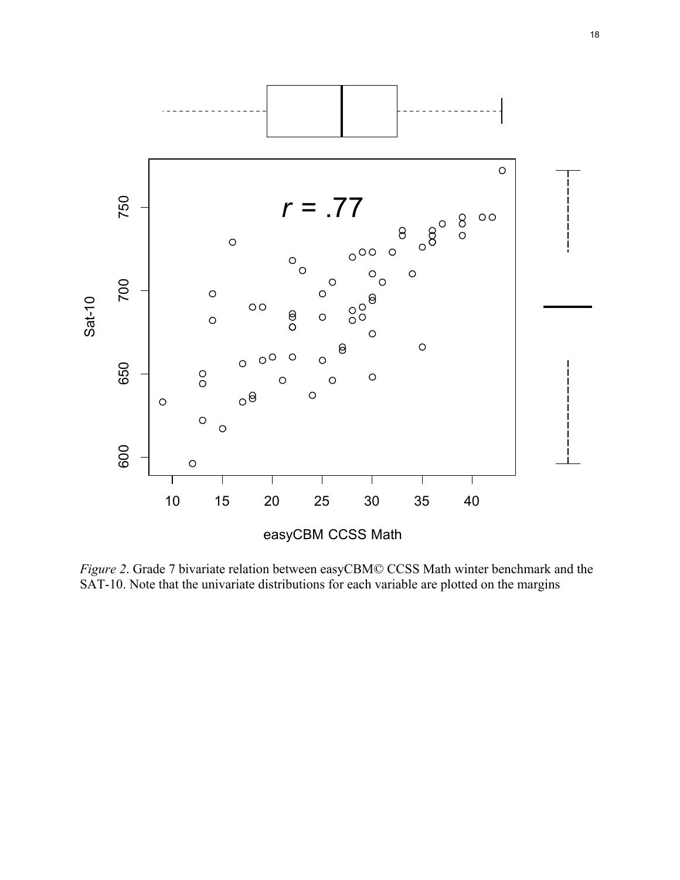*Figure 2*. Grade 7 bivariate relation between easyCBM© CCSS Math winter benchmark and the SAT-10. Note that the univariate distributions for each variable are plotted on the margins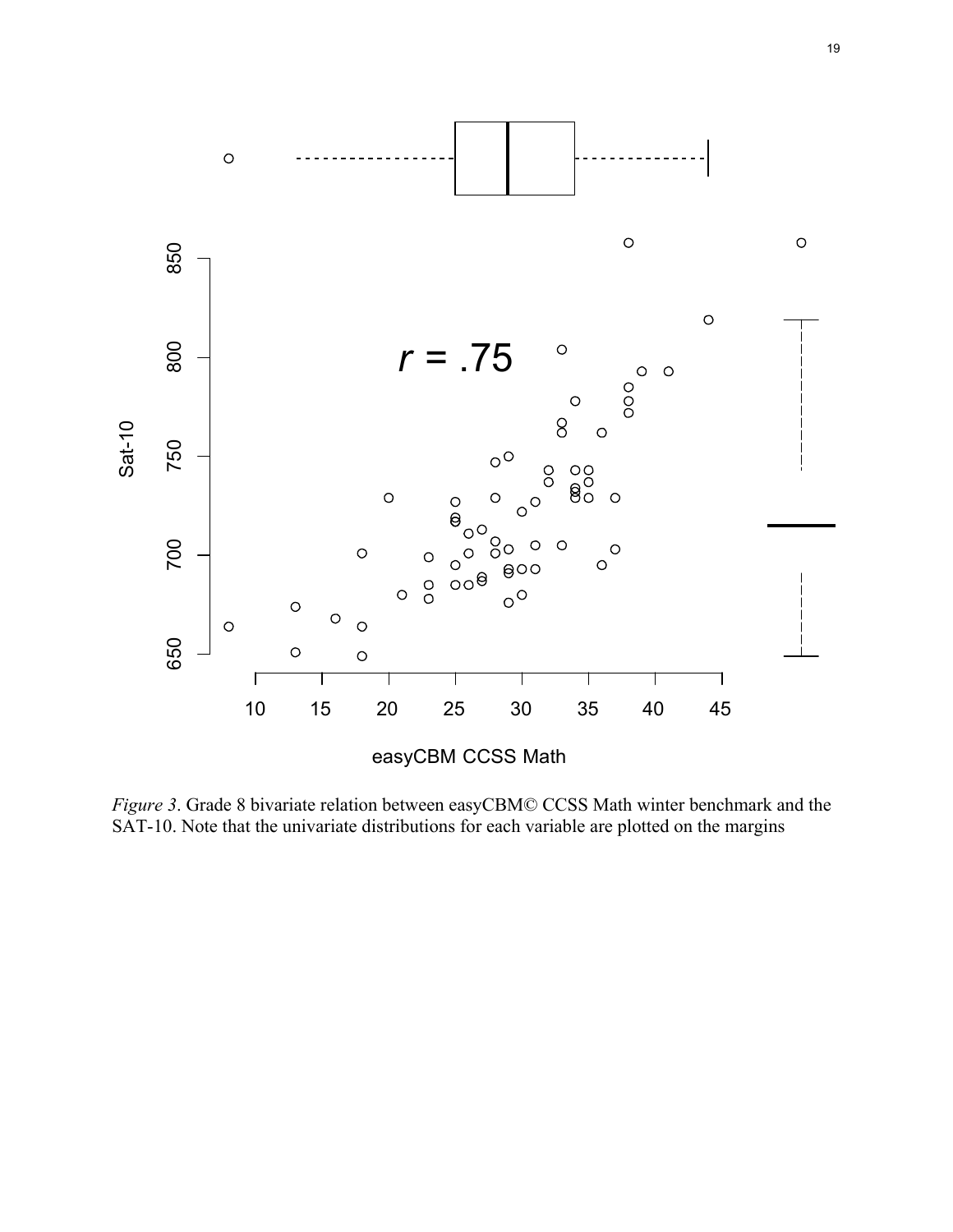Sat-10

850

800

750

700

650

$r$ = .75

10 15 20 25 30 35 40 45

easyCBM CCSS Math

*Figure 3*. Grade 8 bivariate relation between easyCBM© CCSS Math winter benchmark and the SAT-10. Note that the univariate distributions for each variable are plotted on the margins